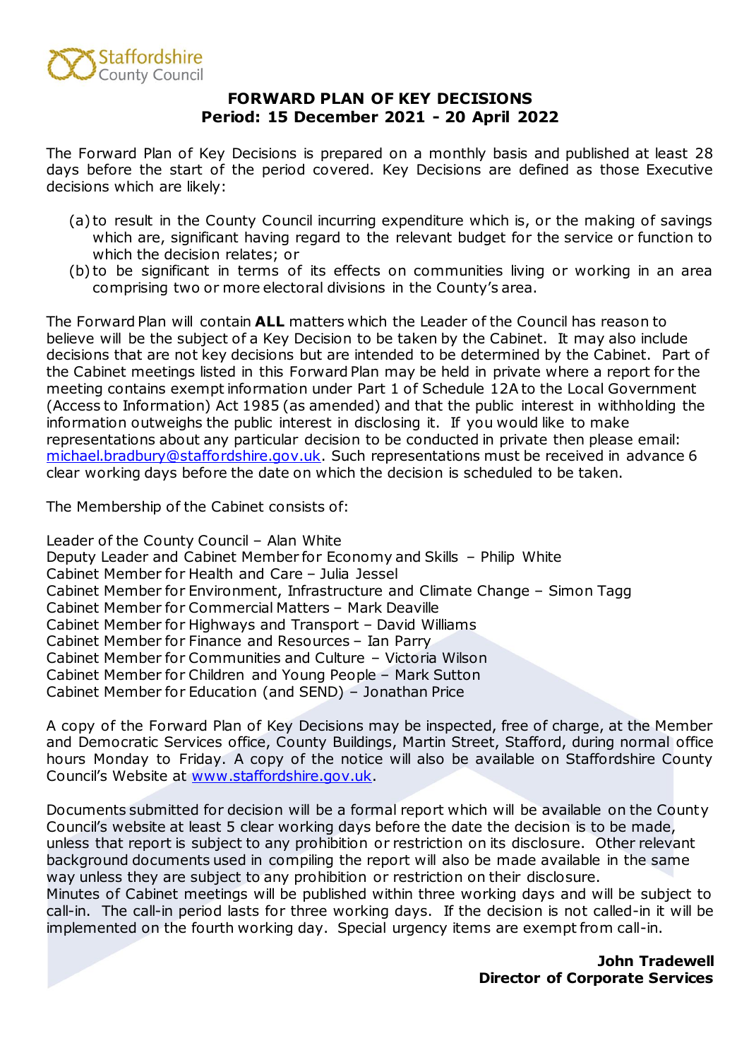Staffordshire County Council

# FORWARD PLAN OF KEY DECISIONS
## Period: 15 December 2021 - 20 April 2022

The Forward Plan of Key Decisions is prepared on a monthly basis and published at least 28 days before the start of the period covered. Key Decisions are defined as those Executive decisions which are likely:

(a) to result in the County Council incurring expenditure which is, or the making of savings which are, significant having regard to the relevant budget for the service or function to which the decision relates; or
(b) to be significant in terms of its effects on communities living or working in an area comprising two or more electoral divisions in the County's area.

The Forward Plan will contain **ALL** matters which the Leader of the Council has reason to believe will be the subject of a Key Decision to be taken by the Cabinet. It may also include decisions that are not key decisions but are intended to be determined by the Cabinet. Part of the Cabinet meetings listed in this Forward Plan may be held in private where a report for the meeting contains exempt information under Part 1 of Schedule 12A to the Local Government (Access to Information) Act 1985 (as amended) and that the public interest in withholding the information outweighs the public interest in disclosing it. If you would like to make representations about any particular decision to be conducted in private then please email: michael.bradbury@staffordshire.gov.uk. Such representations must be received in advance 6 clear working days before the date on which the decision is scheduled to be taken.

The Membership of the Cabinet consists of:

Leader of the County Council – Alan White
Deputy Leader and Cabinet Member for Economy and Skills – Philip White
Cabinet Member for Health and Care – Julia Jessel
Cabinet Member for Environment, Infrastructure and Climate Change – Simon Tagg
Cabinet Member for Commercial Matters – Mark Deaville
Cabinet Member for Highways and Transport – David Williams
Cabinet Member for Finance and Resources – Ian Parry
Cabinet Member for Communities and Culture – Victoria Wilson
Cabinet Member for Children and Young People – Mark Sutton
Cabinet Member for Education (and SEND) – Jonathan Price

A copy of the Forward Plan of Key Decisions may be inspected, free of charge, at the Member and Democratic Services office, County Buildings, Martin Street, Stafford, during normal office hours Monday to Friday. A copy of the notice will also be available on Staffordshire County Council's Website at www.staffordshire.gov.uk.

Documents submitted for decision will be a formal report which will be available on the County Council's website at least 5 clear working days before the date the decision is to be made, unless that report is subject to any prohibition or restriction on its disclosure. Other relevant background documents used in compiling the report will also be made available in the same way unless they are subject to any prohibition or restriction on their disclosure.
Minutes of Cabinet meetings will be published within three working days and will be subject to call-in. The call-in period lasts for three working days. If the decision is not called-in it will be implemented on the fourth working day. Special urgency items are exempt from call-in.

**John Tradewell**
**Director of Corporate Services**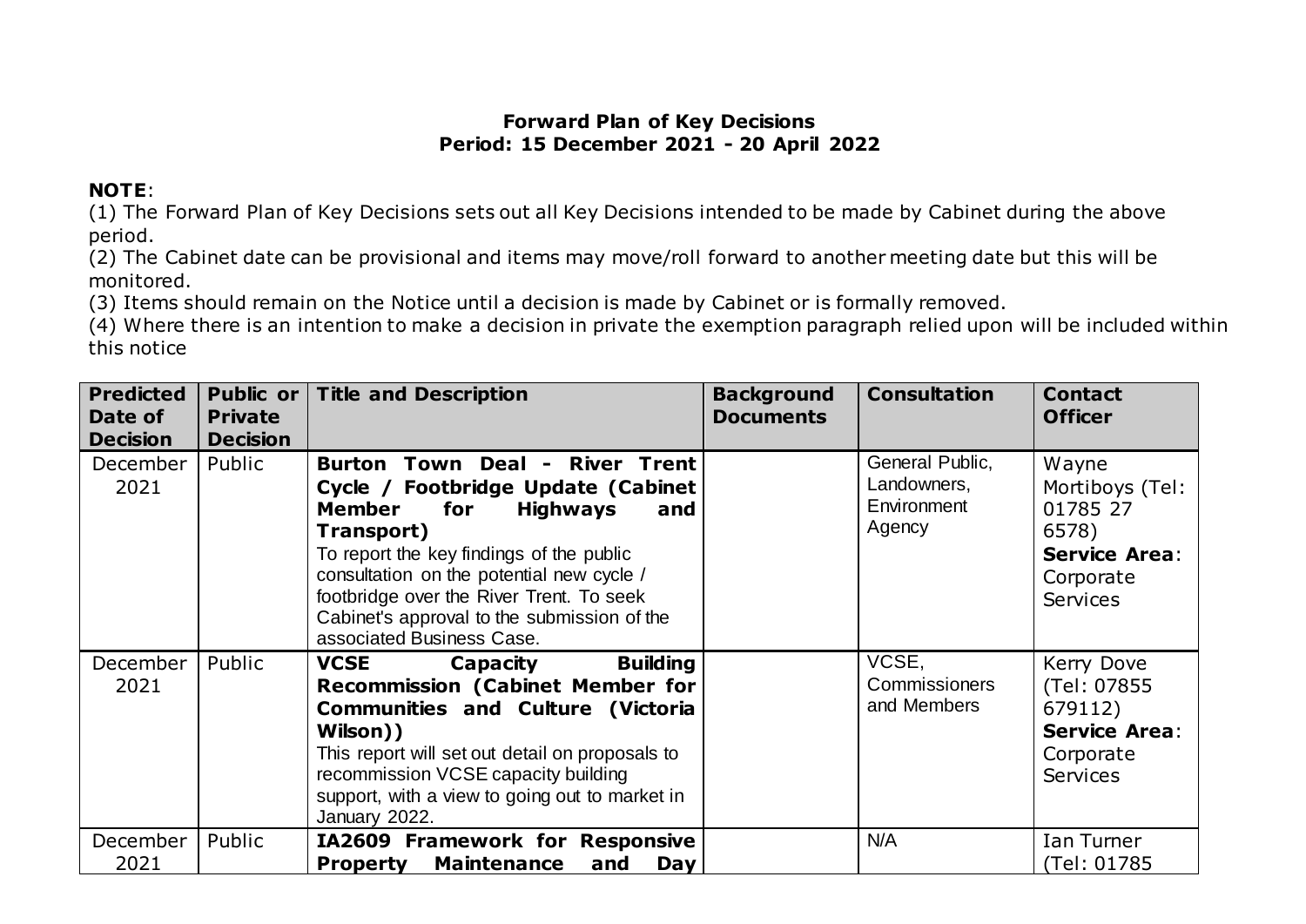**Forward Plan of Key Decisions**
**Period: 15 December 2021 - 20 April 2022**

**NOTE**:
(1) The Forward Plan of Key Decisions sets out all Key Decisions intended to be made by Cabinet during the above period.
(2) The Cabinet date can be provisional and items may move/roll forward to another meeting date but this will be monitored.
(3) Items should remain on the Notice until a decision is made by Cabinet or is formally removed.
(4) Where there is an intention to make a decision in private the exemption paragraph relied upon will be included within this notice

| Predicted Date of Decision | Public or Private Decision | Title and Description | Background Documents | Consultation | Contact Officer |
|---|---|---|---|---|---|
| December 2021 | Public | **Burton Town Deal - River Trent Cycle / Footbridge Update (Cabinet Member for Highways and Transport)** To report the key findings of the public consultation on the potential new cycle / footbridge over the River Trent. To seek Cabinet's approval to the submission of the associated Business Case. | | General Public, Landowners, Environment Agency | Wayne Mortiboys (Tel: 01785 27 6578) **Service Area**: Corporate Services |
| December 2021 | Public | **VCSE Capacity Building Recommission (Cabinet Member for Communities and Culture (Victoria Wilson))** This report will set out detail on proposals to recommission VCSE capacity building support, with a view to going out to market in January 2022. | | VCSE, Commissioners and Members | Kerry Dove (Tel: 07855 679112) **Service Area**: Corporate Services |
| December 2021 | Public | **IA2609 Framework for Responsive Property Maintenance and Day** | | N/A | Ian Turner (Tel: 01785 |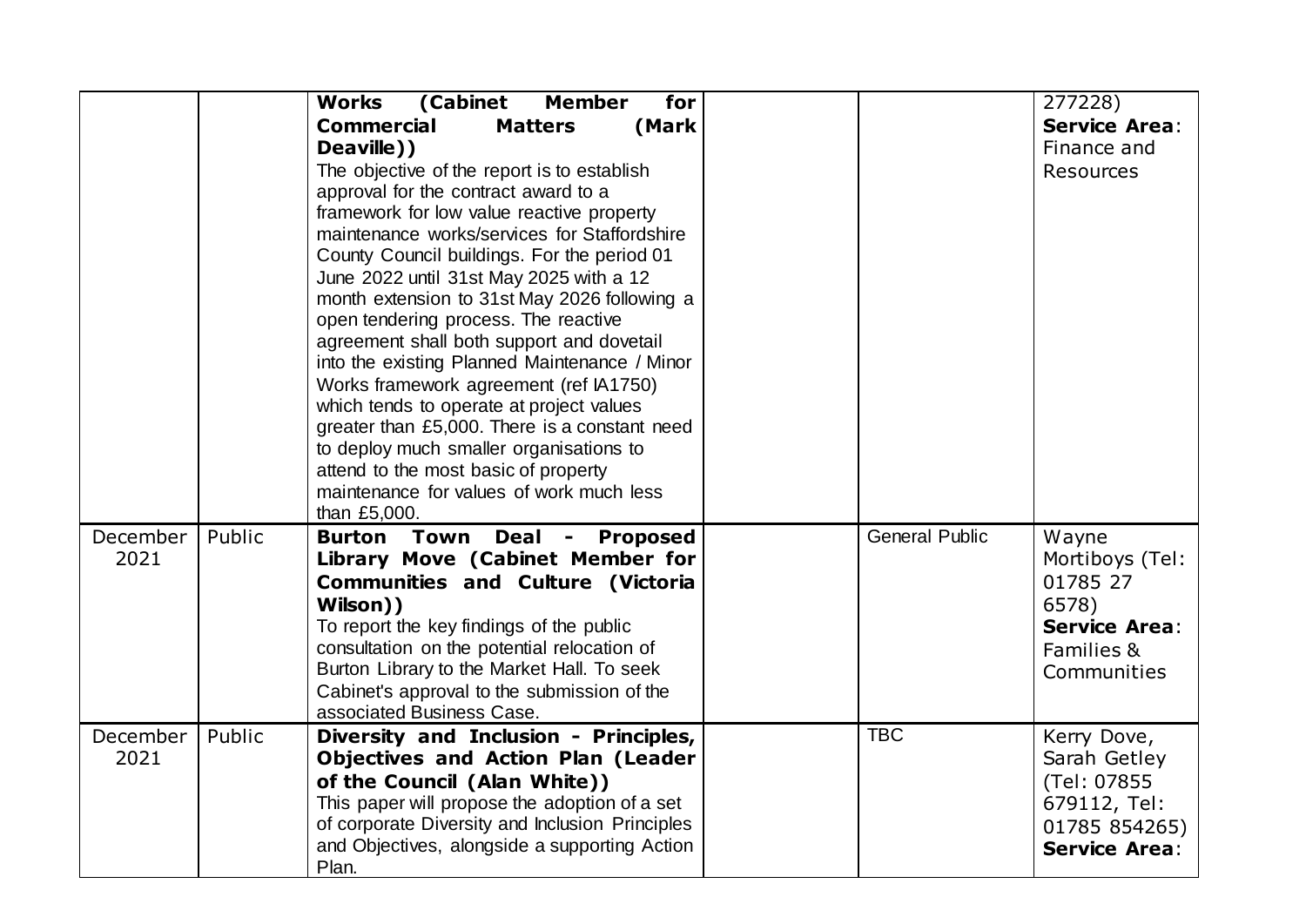| | | | | | |
|---|---|---|---|---|---|
| | | **Works (Cabinet Member for Commercial Matters (Mark Deaville))** The objective of the report is to establish approval for the contract award to a framework for low value reactive property maintenance works/services for Staffordshire County Council buildings. For the period 01 June 2022 until 31st May 2025 with a 12 month extension to 31st May 2026 following a open tendering process. The reactive agreement shall both support and dovetail into the existing Planned Maintenance / Minor Works framework agreement (ref IA1750) which tends to operate at project values greater than £5,000. There is a constant need to deploy much smaller organisations to attend to the most basic of property maintenance for values of work much less than £5,000. | | | 277228) **Service Area**: Finance and Resources |
| December 2021 | Public | **Burton Town Deal - Proposed Library Move (Cabinet Member for Communities and Culture (Victoria Wilson))** To report the key findings of the public consultation on the potential relocation of Burton Library to the Market Hall. To seek Cabinet's approval to the submission of the associated Business Case. | | General Public | Wayne Mortiboys (Tel: 01785 27 6578) **Service Area**: Families & Communities |
| December 2021 | Public | **Diversity and Inclusion - Principles, Objectives and Action Plan (Leader of the Council (Alan White))** This paper will propose the adoption of a set of corporate Diversity and Inclusion Principles and Objectives, alongside a supporting Action Plan. | | TBC | Kerry Dove, Sarah Getley (Tel: 07855 679112, Tel: 01785 854265) **Service Area**: |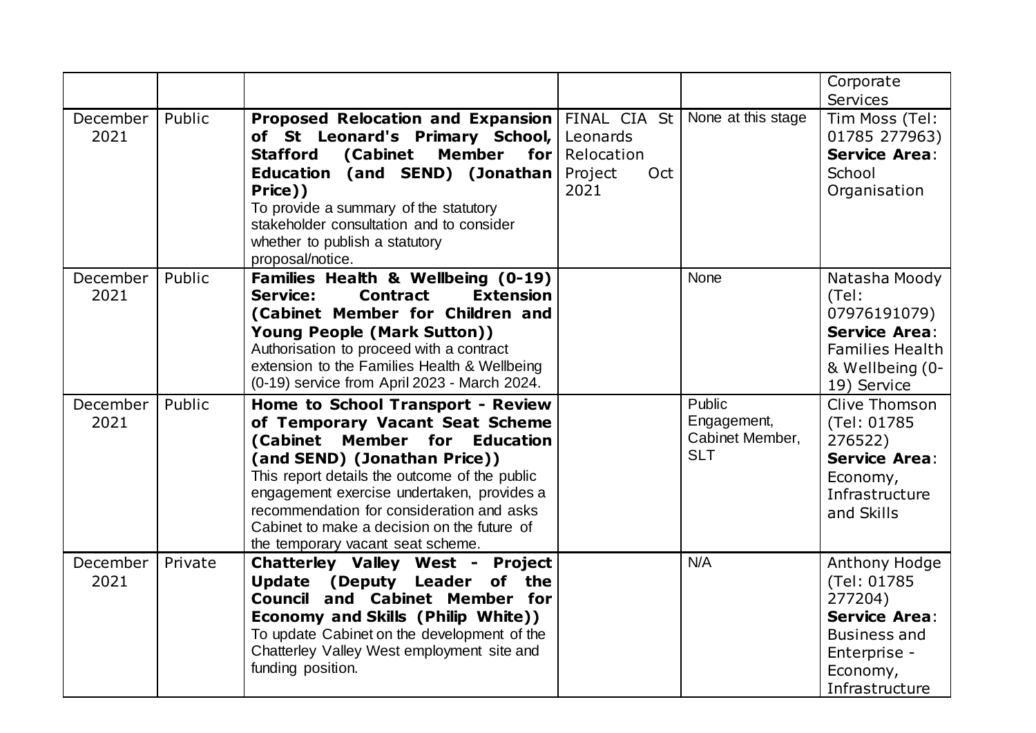| | | | | | |
|---|---|---|---|---|---|
| | | | | | Corporate Services |
| December 2021 | Public | **Proposed Relocation and Expansion of St Leonard's Primary School, Stafford (Cabinet Member for Education (and SEND) (Jonathan Price))**<br>To provide a summary of the statutory stakeholder consultation and to consider whether to publish a statutory proposal/notice. | FINAL CIA St Leonards Relocation Project Oct 2021 | None at this stage | Tim Moss (Tel: 01785 277963)<br>**Service Area**: School Organisation |
| December 2021 | Public | **Families Health & Wellbeing (0-19) Service: Contract Extension (Cabinet Member for Children and Young People (Mark Sutton))**<br>Authorisation to proceed with a contract extension to the Families Health & Wellbeing (0-19) service from April 2023 - March 2024. | | None | Natasha Moody (Tel: 07976191079)<br>**Service Area**: Families Health & Wellbeing (0-19) Service |
| December 2021 | Public | **Home to School Transport - Review of Temporary Vacant Seat Scheme (Cabinet Member for Education (and SEND) (Jonathan Price))**<br>This report details the outcome of the public engagement exercise undertaken, provides a recommendation for consideration and asks Cabinet to make a decision on the future of the temporary vacant seat scheme. | | Public Engagement, Cabinet Member, SLT | Clive Thomson (Tel: 01785 276522)<br>**Service Area**: Economy, Infrastructure and Skills |
| December 2021 | Private | **Chatterley Valley West - Project Update (Deputy Leader of the Council and Cabinet Member for Economy and Skills (Philip White))**<br>To update Cabinet on the development of the Chatterley Valley West employment site and funding position. | | N/A | Anthony Hodge (Tel: 01785 277204)<br>**Service Area**: Business and Enterprise - Economy, Infrastructure |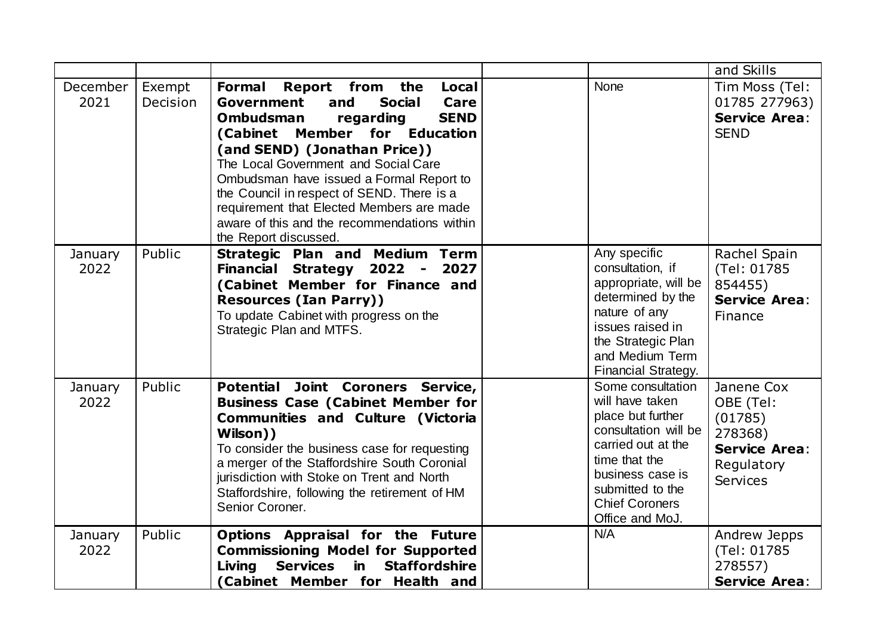| | | | | | |
|---|---|---|---|---|---|
| | | | | | and Skills |
| December 2021 | Exempt Decision | **Formal Report from the Local Government and Social Care Ombudsman regarding SEND (Cabinet Member for Education (and SEND) (Jonathan Price))**<br>The Local Government and Social Care Ombudsman have issued a Formal Report to the Council in respect of SEND. There is a requirement that Elected Members are made aware of this and the recommendations within the Report discussed. | | None | Tim Moss (Tel: 01785 277963)<br>**Service Area**: SEND |
| January 2022 | Public | **Strategic Plan and Medium Term Financial Strategy 2022 - 2027 (Cabinet Member for Finance and Resources (Ian Parry))**<br>To update Cabinet with progress on the Strategic Plan and MTFS. | | Any specific consultation, if appropriate, will be determined by the nature of any issues raised in the Strategic Plan and Medium Term Financial Strategy. | Rachel Spain (Tel: 01785 854455)<br>**Service Area**: Finance |
| January 2022 | Public | **Potential Joint Coroners Service, Business Case (Cabinet Member for Communities and Culture (Victoria Wilson))**<br>To consider the business case for requesting a merger of the Staffordshire South Coronial jurisdiction with Stoke on Trent and North Staffordshire, following the retirement of HM Senior Coroner. | | Some consultation will have taken place but further consultation will be carried out at the time that the business case is submitted to the Chief Coroners Office and MoJ. | Janene Cox OBE (Tel: (01785) 278368)<br>**Service Area**: Regulatory Services |
| January 2022 | Public | **Options Appraisal for the Future Commissioning Model for Supported Living Services in Staffordshire (Cabinet Member for Health and** | | N/A | Andrew Jepps (Tel: 01785 278557)<br>**Service Area**: |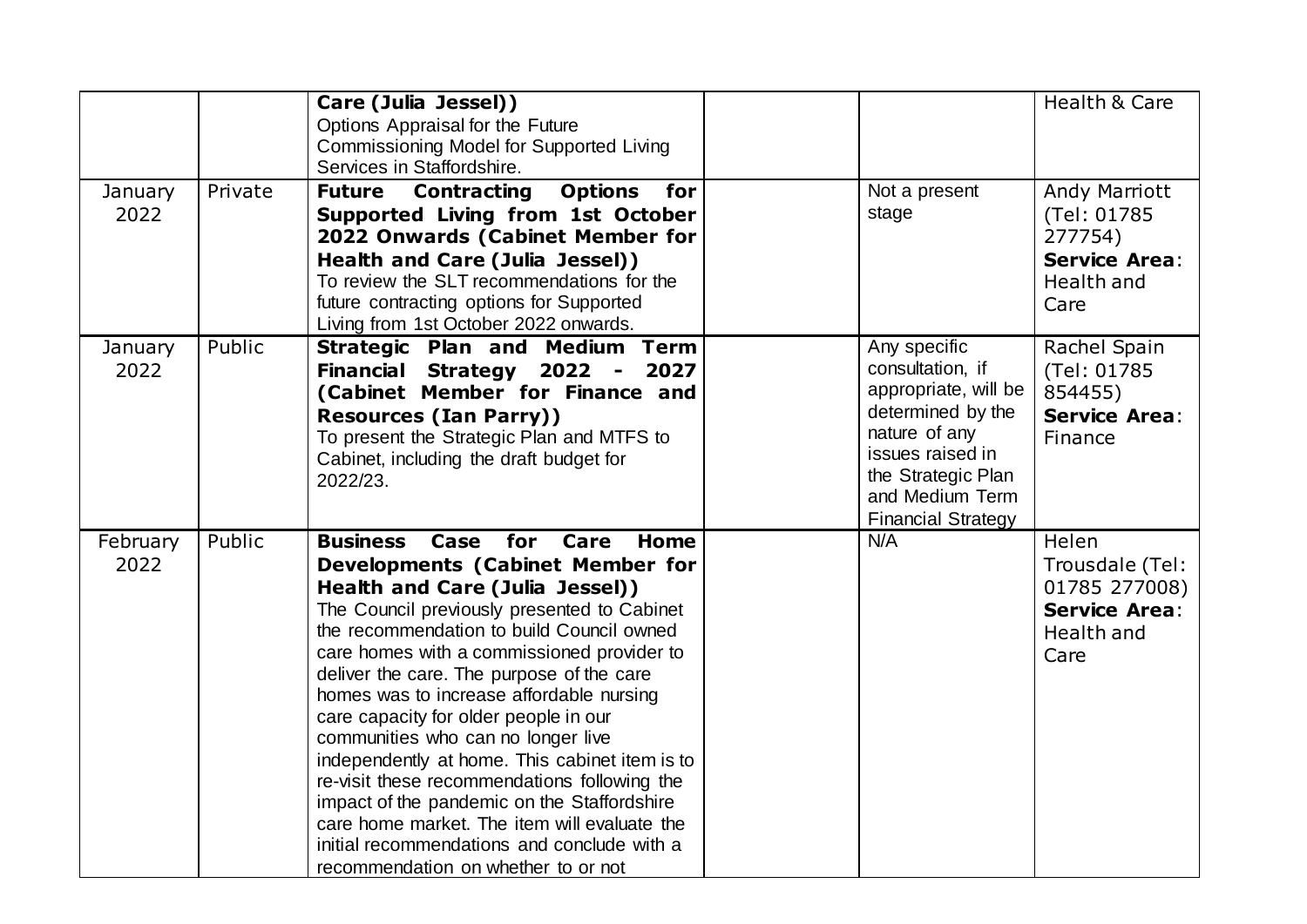| | | | | | |
|---|---|---|---|---|---|
| | | **Care (Julia Jessel))** Options Appraisal for the Future Commissioning Model for Supported Living Services in Staffordshire. | | | Health & Care |
| January 2022 | Private | **Future Contracting Options for Supported Living from 1st October 2022 Onwards (Cabinet Member for Health and Care (Julia Jessel))** To review the SLT recommendations for the future contracting options for Supported Living from 1st October 2022 onwards. | | Not a present stage | Andy Marriott (Tel: 01785 277754) **Service Area**: Health and Care |
| January 2022 | Public | **Strategic Plan and Medium Term Financial Strategy 2022 - 2027 (Cabinet Member for Finance and Resources (Ian Parry))** To present the Strategic Plan and MTFS to Cabinet, including the draft budget for 2022/23. | | Any specific consultation, if appropriate, will be determined by the nature of any issues raised in the Strategic Plan and Medium Term Financial Strategy | Rachel Spain (Tel: 01785 854455) **Service Area**: Finance |
| February 2022 | Public | **Business Case for Care Home Developments (Cabinet Member for Health and Care (Julia Jessel))** The Council previously presented to Cabinet the recommendation to build Council owned care homes with a commissioned provider to deliver the care. The purpose of the care homes was to increase affordable nursing care capacity for older people in our communities who can no longer live independently at home. This cabinet item is to re-visit these recommendations following the impact of the pandemic on the Staffordshire care home market. The item will evaluate the initial recommendations and conclude with a recommendation on whether to or not | | N/A | Helen Trousdale (Tel: 01785 277008) **Service Area**: Health and Care |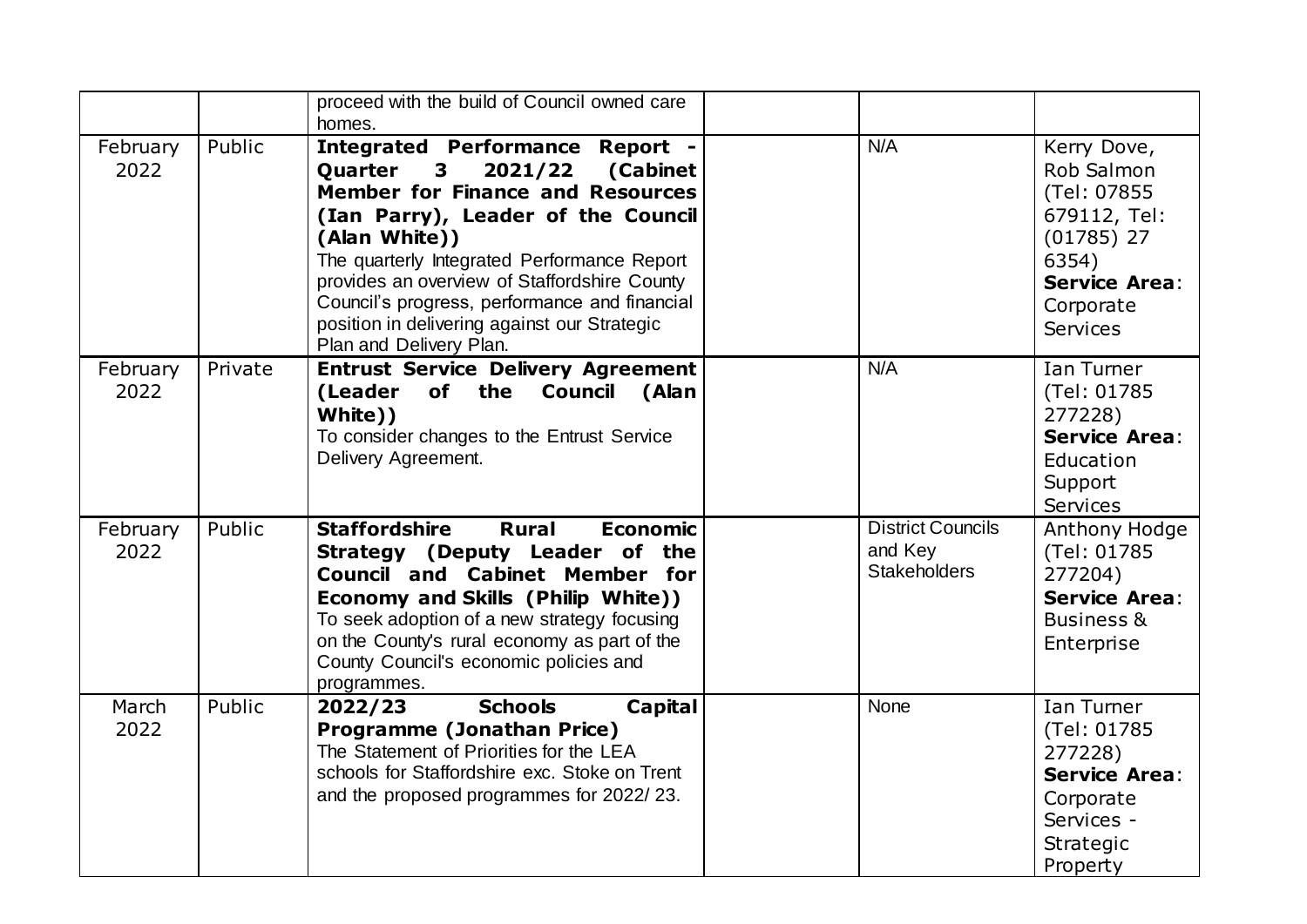|  |  |  |  |  |  |
|---|---|---|---|---|---|
|  |  | proceed with the build of Council owned care homes. |  |  |  |
| February 2022 | Public | **Integrated Performance Report - Quarter 3 2021/22 (Cabinet Member for Finance and Resources (Ian Parry), Leader of the Council (Alan White))** The quarterly Integrated Performance Report provides an overview of Staffordshire County Council's progress, performance and financial position in delivering against our Strategic Plan and Delivery Plan. |  | N/A | Kerry Dove, Rob Salmon (Tel: 07855 679112, Tel: (01785) 27 6354) **Service Area**: Corporate Services |
| February 2022 | Private | **Entrust Service Delivery Agreement (Leader of the Council (Alan White))** To consider changes to the Entrust Service Delivery Agreement. |  | N/A | Ian Turner (Tel: 01785 277228) **Service Area**: Education Support Services |
| February 2022 | Public | **Staffordshire Rural Economic Strategy (Deputy Leader of the Council and Cabinet Member for Economy and Skills (Philip White))** To seek adoption of a new strategy focusing on the County's rural economy as part of the County Council's economic policies and programmes. |  | District Councils and Key Stakeholders | Anthony Hodge (Tel: 01785 277204) **Service Area**: Business & Enterprise |
| March 2022 | Public | **2022/23 Schools Capital Programme (Jonathan Price)** The Statement of Priorities for the LEA schools for Staffordshire exc. Stoke on Trent and the proposed programmes for 2022/ 23. |  | None | Ian Turner (Tel: 01785 277228) **Service Area**: Corporate Services - Strategic Property |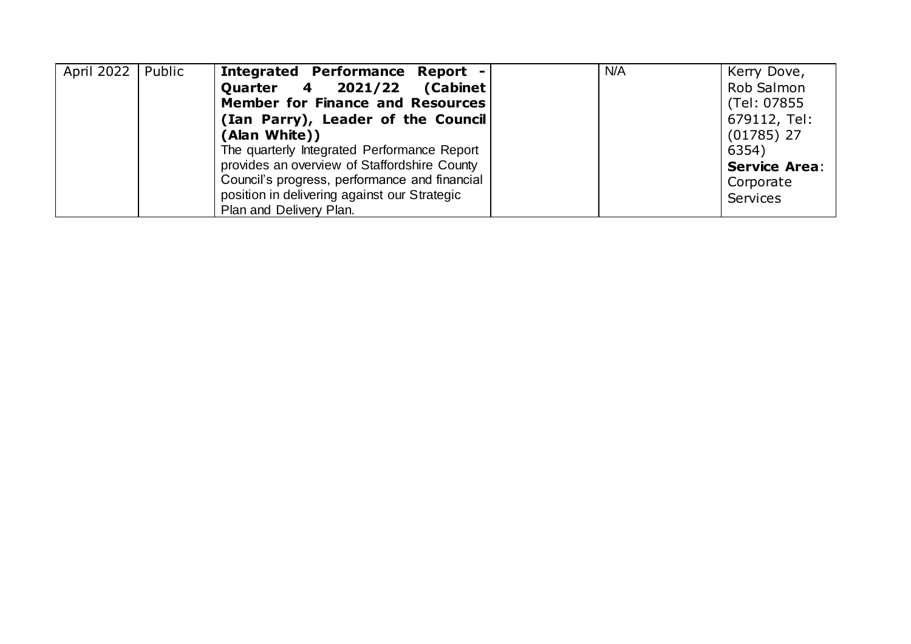| | | | | | |
|---|---|---|---|---|---|
| April 2022 | Public | **Integrated Performance Report - Quarter 4 2021/22 (Cabinet Member for Finance and Resources (Ian Parry), Leader of the Council (Alan White))**<br>The quarterly Integrated Performance Report provides an overview of Staffordshire County Council's progress, performance and financial position in delivering against our Strategic Plan and Delivery Plan. | | N/A | Kerry Dove, Rob Salmon (Tel: 07855 679112, Tel: (01785) 27 6354)<br>**Service Area**: Corporate Services |